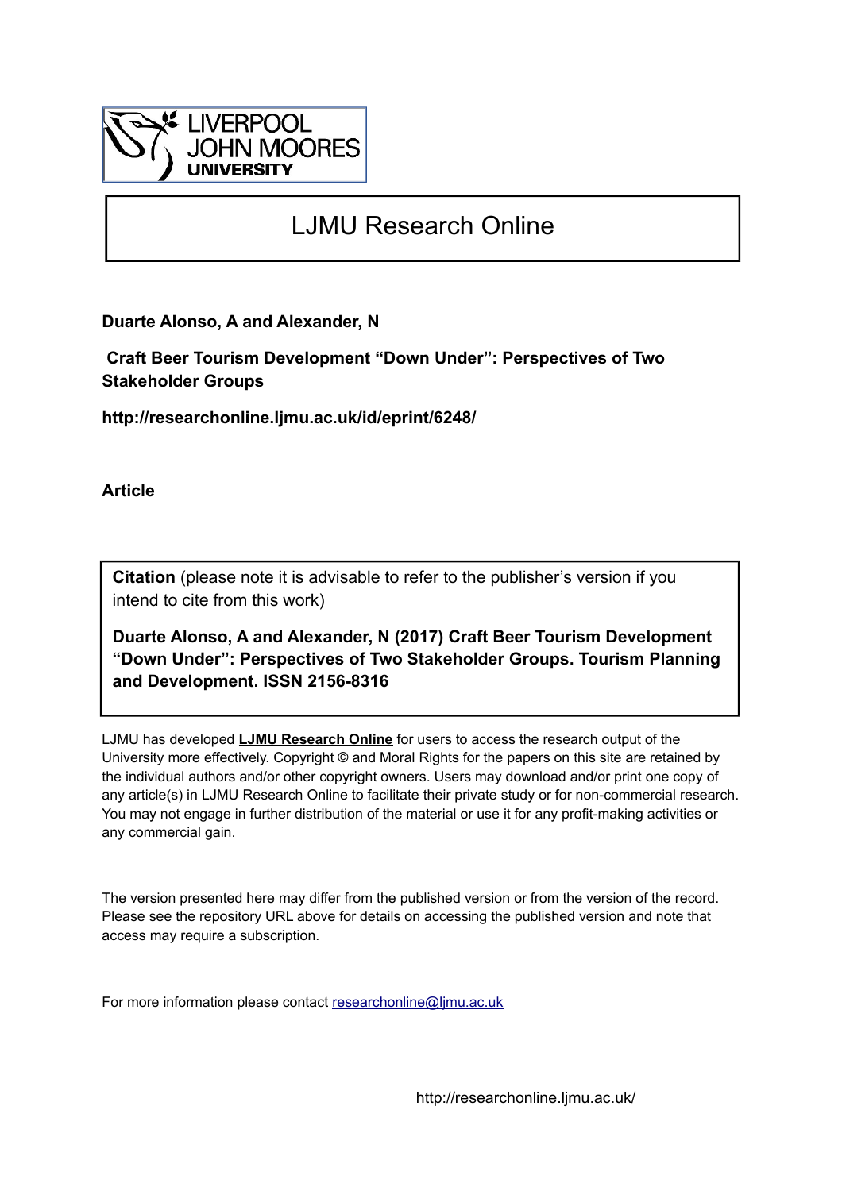LIVERPOOL JOHN MOORES UNIVERSITY

# LJMU Research Online

**Duarte Alonso, A and Alexander, N**

**Craft Beer Tourism Development "Down Under": Perspectives of Two Stakeholder Groups**

**http://researchonline.ljmu.ac.uk/id/eprint/6248/**

**Article**

**Citation** (please note it is advisable to refer to the publisher's version if you intend to cite from this work)

**Duarte Alonso, A and Alexander, N (2017) Craft Beer Tourism Development "Down Under": Perspectives of Two Stakeholder Groups. Tourism Planning and Development. ISSN 2156-8316**

LJMU has developed **LJMU Research Online** for users to access the research output of the University more effectively. Copyright © and Moral Rights for the papers on this site are retained by the individual authors and/or other copyright owners. Users may download and/or print one copy of any article(s) in LJMU Research Online to facilitate their private study or for non-commercial research. You may not engage in further distribution of the material or use it for any profit-making activities or any commercial gain.

The version presented here may differ from the published version or from the version of the record. Please see the repository URL above for details on accessing the published version and note that access may require a subscription.

For more information please contact researchonline@ljmu.ac.uk

http://researchonline.ljmu.ac.uk/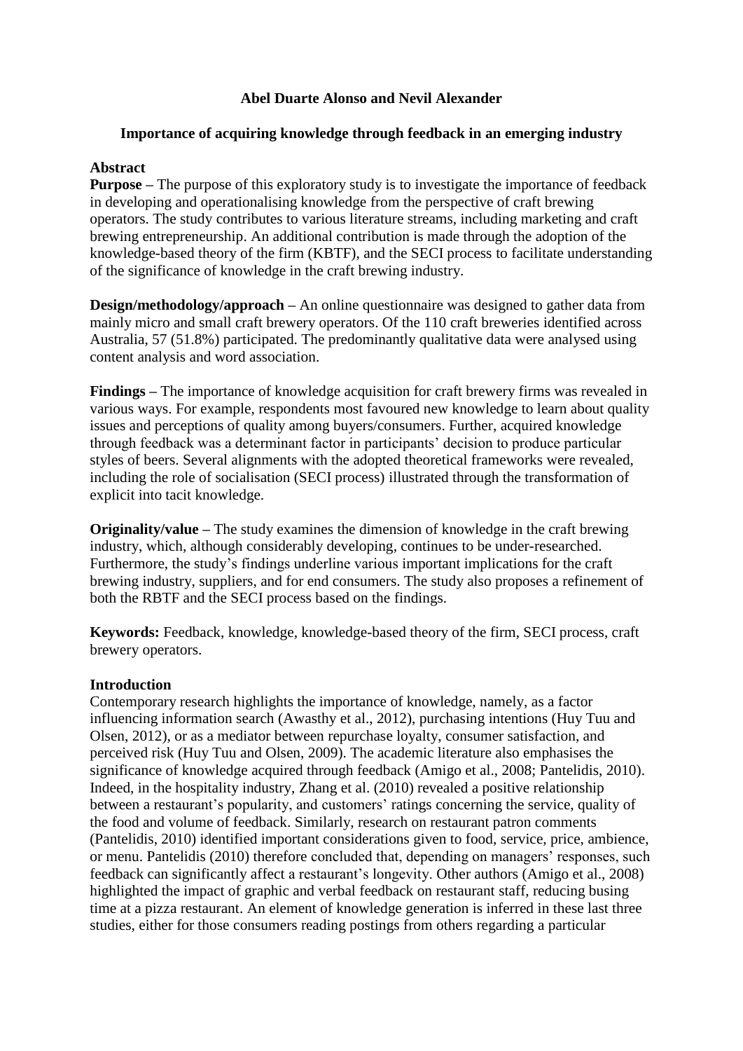**Abel Duarte Alonso and Nevil Alexander**

**Importance of acquiring knowledge through feedback in an emerging industry**

## Abstract

**Purpose –** The purpose of this exploratory study is to investigate the importance of feedback in developing and operationalising knowledge from the perspective of craft brewing operators. The study contributes to various literature streams, including marketing and craft brewing entrepreneurship. An additional contribution is made through the adoption of the knowledge-based theory of the firm (KBTF), and the SECI process to facilitate understanding of the significance of knowledge in the craft brewing industry.

**Design/methodology/approach –** An online questionnaire was designed to gather data from mainly micro and small craft brewery operators. Of the 110 craft breweries identified across Australia, 57 (51.8%) participated. The predominantly qualitative data were analysed using content analysis and word association.

**Findings –** The importance of knowledge acquisition for craft brewery firms was revealed in various ways. For example, respondents most favoured new knowledge to learn about quality issues and perceptions of quality among buyers/consumers. Further, acquired knowledge through feedback was a determinant factor in participants' decision to produce particular styles of beers. Several alignments with the adopted theoretical frameworks were revealed, including the role of socialisation (SECI process) illustrated through the transformation of explicit into tacit knowledge.

**Originality/value –** The study examines the dimension of knowledge in the craft brewing industry, which, although considerably developing, continues to be under-researched. Furthermore, the study's findings underline various important implications for the craft brewing industry, suppliers, and for end consumers. The study also proposes a refinement of both the RBTF and the SECI process based on the findings.

**Keywords:** Feedback, knowledge, knowledge-based theory of the firm, SECI process, craft brewery operators.

## Introduction

Contemporary research highlights the importance of knowledge, namely, as a factor influencing information search (Awasthy et al., 2012), purchasing intentions (Huy Tuu and Olsen, 2012), or as a mediator between repurchase loyalty, consumer satisfaction, and perceived risk (Huy Tuu and Olsen, 2009). The academic literature also emphasises the significance of knowledge acquired through feedback (Amigo et al., 2008; Pantelidis, 2010). Indeed, in the hospitality industry, Zhang et al. (2010) revealed a positive relationship between a restaurant's popularity, and customers' ratings concerning the service, quality of the food and volume of feedback. Similarly, research on restaurant patron comments (Pantelidis, 2010) identified important considerations given to food, service, price, ambience, or menu. Pantelidis (2010) therefore concluded that, depending on managers' responses, such feedback can significantly affect a restaurant's longevity. Other authors (Amigo et al., 2008) highlighted the impact of graphic and verbal feedback on restaurant staff, reducing busing time at a pizza restaurant. An element of knowledge generation is inferred in these last three studies, either for those consumers reading postings from others regarding a particular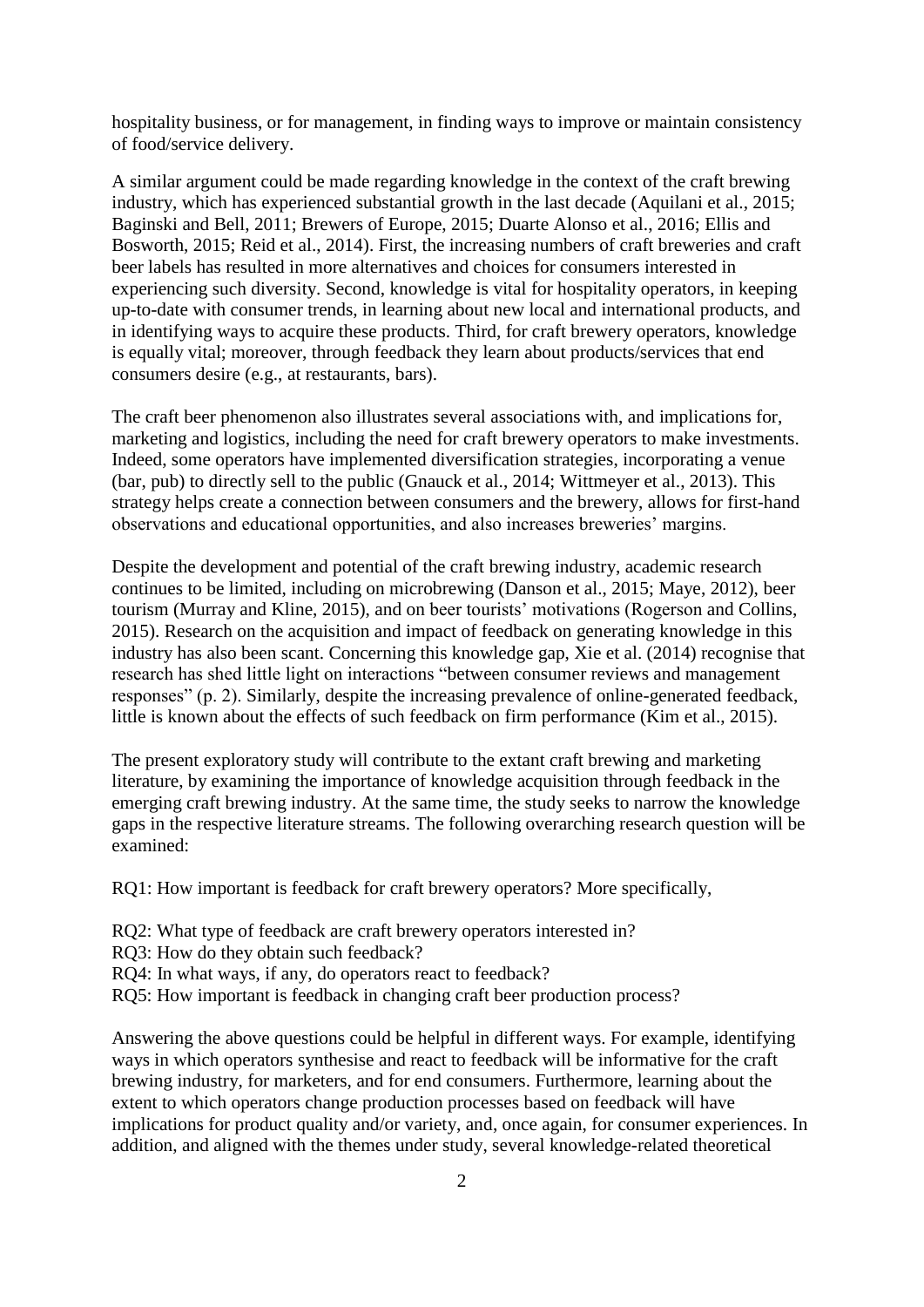hospitality business, or for management, in finding ways to improve or maintain consistency of food/service delivery.

A similar argument could be made regarding knowledge in the context of the craft brewing industry, which has experienced substantial growth in the last decade (Aquilani et al., 2015; Baginski and Bell, 2011; Brewers of Europe, 2015; Duarte Alonso et al., 2016; Ellis and Bosworth, 2015; Reid et al., 2014). First, the increasing numbers of craft breweries and craft beer labels has resulted in more alternatives and choices for consumers interested in experiencing such diversity. Second, knowledge is vital for hospitality operators, in keeping up-to-date with consumer trends, in learning about new local and international products, and in identifying ways to acquire these products. Third, for craft brewery operators, knowledge is equally vital; moreover, through feedback they learn about products/services that end consumers desire (e.g., at restaurants, bars).

The craft beer phenomenon also illustrates several associations with, and implications for, marketing and logistics, including the need for craft brewery operators to make investments. Indeed, some operators have implemented diversification strategies, incorporating a venue (bar, pub) to directly sell to the public (Gnauck et al., 2014; Wittmeyer et al., 2013). This strategy helps create a connection between consumers and the brewery, allows for first-hand observations and educational opportunities, and also increases breweries' margins.

Despite the development and potential of the craft brewing industry, academic research continues to be limited, including on microbrewing (Danson et al., 2015; Maye, 2012), beer tourism (Murray and Kline, 2015), and on beer tourists' motivations (Rogerson and Collins, 2015). Research on the acquisition and impact of feedback on generating knowledge in this industry has also been scant. Concerning this knowledge gap, Xie et al. (2014) recognise that research has shed little light on interactions "between consumer reviews and management responses" (p. 2). Similarly, despite the increasing prevalence of online-generated feedback, little is known about the effects of such feedback on firm performance (Kim et al., 2015).

The present exploratory study will contribute to the extant craft brewing and marketing literature, by examining the importance of knowledge acquisition through feedback in the emerging craft brewing industry. At the same time, the study seeks to narrow the knowledge gaps in the respective literature streams. The following overarching research question will be examined:

RQ1: How important is feedback for craft brewery operators? More specifically,

RQ2: What type of feedback are craft brewery operators interested in?
RQ3: How do they obtain such feedback?
RQ4: In what ways, if any, do operators react to feedback?
RQ5: How important is feedback in changing craft beer production process?

Answering the above questions could be helpful in different ways. For example, identifying ways in which operators synthesise and react to feedback will be informative for the craft brewing industry, for marketers, and for end consumers. Furthermore, learning about the extent to which operators change production processes based on feedback will have implications for product quality and/or variety, and, once again, for consumer experiences. In addition, and aligned with the themes under study, several knowledge-related theoretical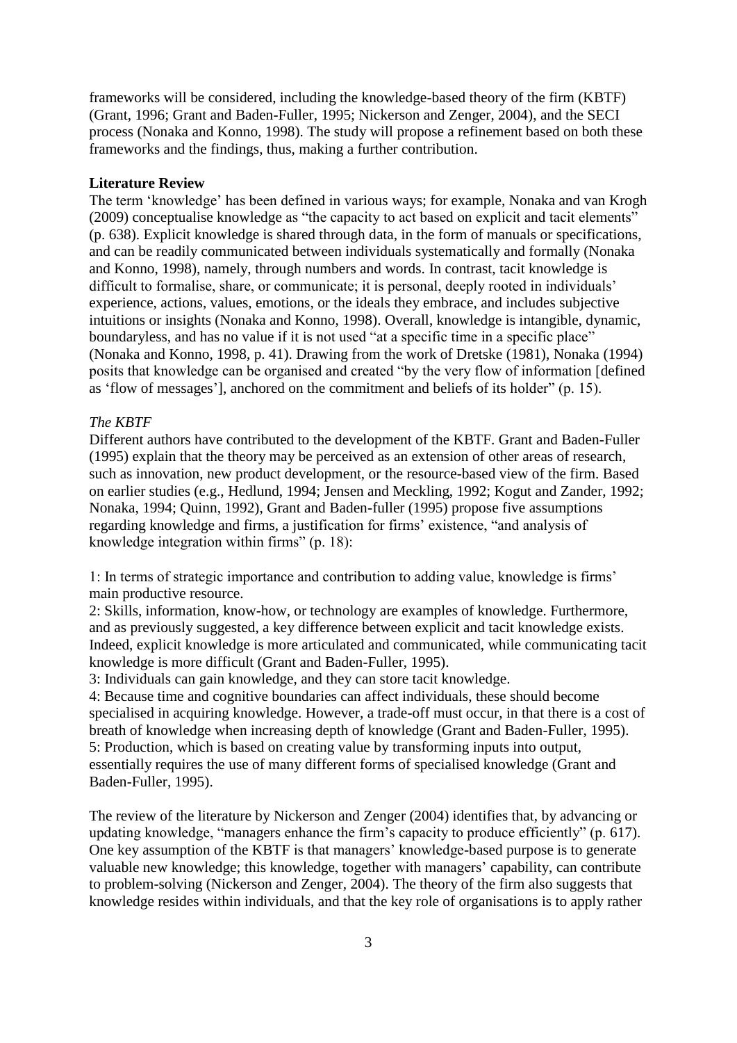frameworks will be considered, including the knowledge-based theory of the firm (KBTF) (Grant, 1996; Grant and Baden-Fuller, 1995; Nickerson and Zenger, 2004), and the SECI process (Nonaka and Konno, 1998). The study will propose a refinement based on both these frameworks and the findings, thus, making a further contribution.

## Literature Review

The term 'knowledge' has been defined in various ways; for example, Nonaka and van Krogh (2009) conceptualise knowledge as "the capacity to act based on explicit and tacit elements" (p. 638). Explicit knowledge is shared through data, in the form of manuals or specifications, and can be readily communicated between individuals systematically and formally (Nonaka and Konno, 1998), namely, through numbers and words. In contrast, tacit knowledge is difficult to formalise, share, or communicate; it is personal, deeply rooted in individuals' experience, actions, values, emotions, or the ideals they embrace, and includes subjective intuitions or insights (Nonaka and Konno, 1998). Overall, knowledge is intangible, dynamic, boundaryless, and has no value if it is not used "at a specific time in a specific place" (Nonaka and Konno, 1998, p. 41). Drawing from the work of Dretske (1981), Nonaka (1994) posits that knowledge can be organised and created "by the very flow of information [defined as 'flow of messages'], anchored on the commitment and beliefs of its holder" (p. 15).

### *The KBTF*

Different authors have contributed to the development of the KBTF. Grant and Baden-Fuller (1995) explain that the theory may be perceived as an extension of other areas of research, such as innovation, new product development, or the resource-based view of the firm. Based on earlier studies (e.g., Hedlund, 1994; Jensen and Meckling, 1992; Kogut and Zander, 1992; Nonaka, 1994; Quinn, 1992), Grant and Baden-fuller (1995) propose five assumptions regarding knowledge and firms, a justification for firms' existence, "and analysis of knowledge integration within firms" (p. 18):

1: In terms of strategic importance and contribution to adding value, knowledge is firms' main productive resource.
2: Skills, information, know-how, or technology are examples of knowledge. Furthermore, and as previously suggested, a key difference between explicit and tacit knowledge exists. Indeed, explicit knowledge is more articulated and communicated, while communicating tacit knowledge is more difficult (Grant and Baden-Fuller, 1995).
3: Individuals can gain knowledge, and they can store tacit knowledge.
4: Because time and cognitive boundaries can affect individuals, these should become specialised in acquiring knowledge. However, a trade-off must occur, in that there is a cost of breath of knowledge when increasing depth of knowledge (Grant and Baden-Fuller, 1995).
5: Production, which is based on creating value by transforming inputs into output, essentially requires the use of many different forms of specialised knowledge (Grant and Baden-Fuller, 1995).

The review of the literature by Nickerson and Zenger (2004) identifies that, by advancing or updating knowledge, "managers enhance the firm's capacity to produce efficiently" (p. 617). One key assumption of the KBTF is that managers' knowledge-based purpose is to generate valuable new knowledge; this knowledge, together with managers' capability, can contribute to problem-solving (Nickerson and Zenger, 2004). The theory of the firm also suggests that knowledge resides within individuals, and that the key role of organisations is to apply rather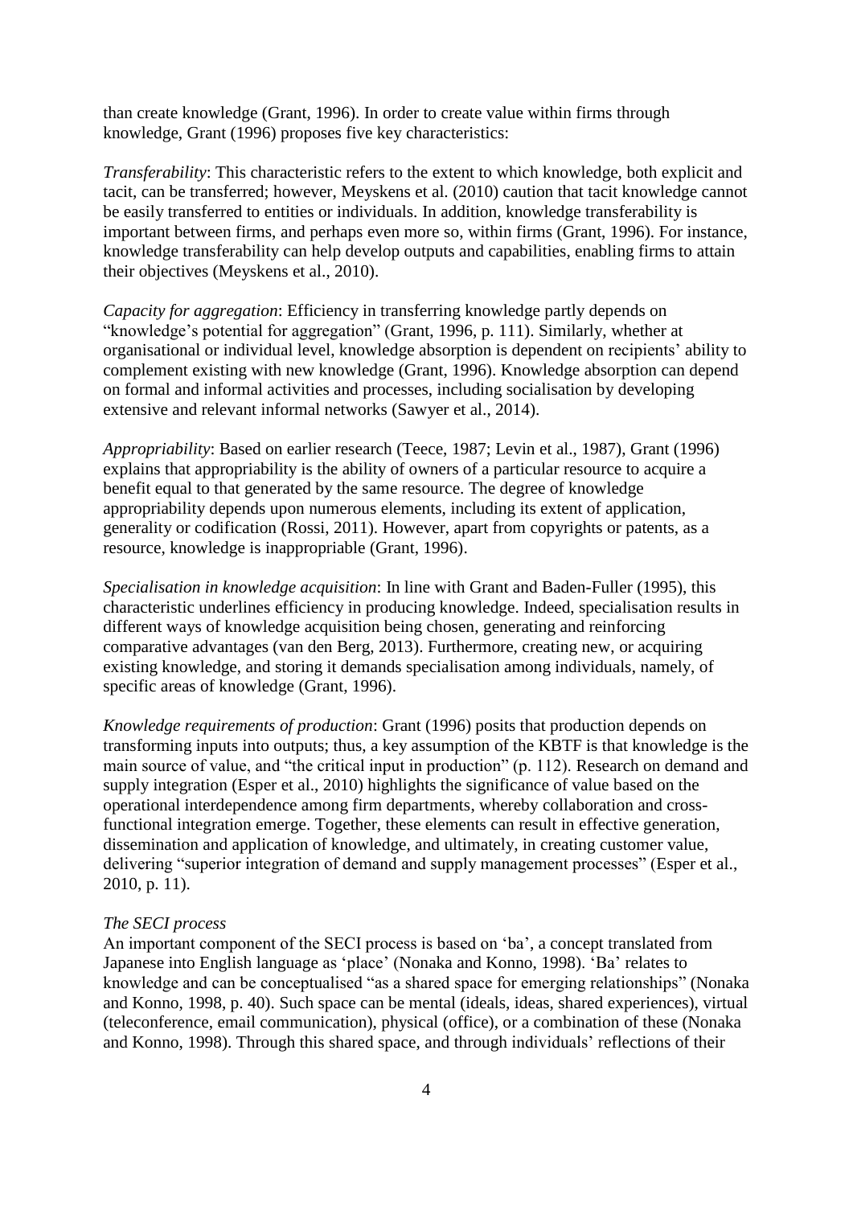than create knowledge (Grant, 1996). In order to create value within firms through knowledge, Grant (1996) proposes five key characteristics:

*Transferability*: This characteristic refers to the extent to which knowledge, both explicit and tacit, can be transferred; however, Meyskens et al. (2010) caution that tacit knowledge cannot be easily transferred to entities or individuals. In addition, knowledge transferability is important between firms, and perhaps even more so, within firms (Grant, 1996). For instance, knowledge transferability can help develop outputs and capabilities, enabling firms to attain their objectives (Meyskens et al., 2010).

*Capacity for aggregation*: Efficiency in transferring knowledge partly depends on "knowledge's potential for aggregation" (Grant, 1996, p. 111). Similarly, whether at organisational or individual level, knowledge absorption is dependent on recipients' ability to complement existing with new knowledge (Grant, 1996). Knowledge absorption can depend on formal and informal activities and processes, including socialisation by developing extensive and relevant informal networks (Sawyer et al., 2014).

*Appropriability*: Based on earlier research (Teece, 1987; Levin et al., 1987), Grant (1996) explains that appropriability is the ability of owners of a particular resource to acquire a benefit equal to that generated by the same resource. The degree of knowledge appropriability depends upon numerous elements, including its extent of application, generality or codification (Rossi, 2011). However, apart from copyrights or patents, as a resource, knowledge is inappropriable (Grant, 1996).

*Specialisation in knowledge acquisition*: In line with Grant and Baden-Fuller (1995), this characteristic underlines efficiency in producing knowledge. Indeed, specialisation results in different ways of knowledge acquisition being chosen, generating and reinforcing comparative advantages (van den Berg, 2013). Furthermore, creating new, or acquiring existing knowledge, and storing it demands specialisation among individuals, namely, of specific areas of knowledge (Grant, 1996).

*Knowledge requirements of production*: Grant (1996) posits that production depends on transforming inputs into outputs; thus, a key assumption of the KBTF is that knowledge is the main source of value, and "the critical input in production" (p. 112). Research on demand and supply integration (Esper et al., 2010) highlights the significance of value based on the operational interdependence among firm departments, whereby collaboration and cross-functional integration emerge. Together, these elements can result in effective generation, dissemination and application of knowledge, and ultimately, in creating customer value, delivering "superior integration of demand and supply management processes" (Esper et al., 2010, p. 11).

*The SECI process*

An important component of the SECI process is based on 'ba', a concept translated from Japanese into English language as 'place' (Nonaka and Konno, 1998). 'Ba' relates to knowledge and can be conceptualised "as a shared space for emerging relationships" (Nonaka and Konno, 1998, p. 40). Such space can be mental (ideals, ideas, shared experiences), virtual (teleconference, email communication), physical (office), or a combination of these (Nonaka and Konno, 1998). Through this shared space, and through individuals' reflections of their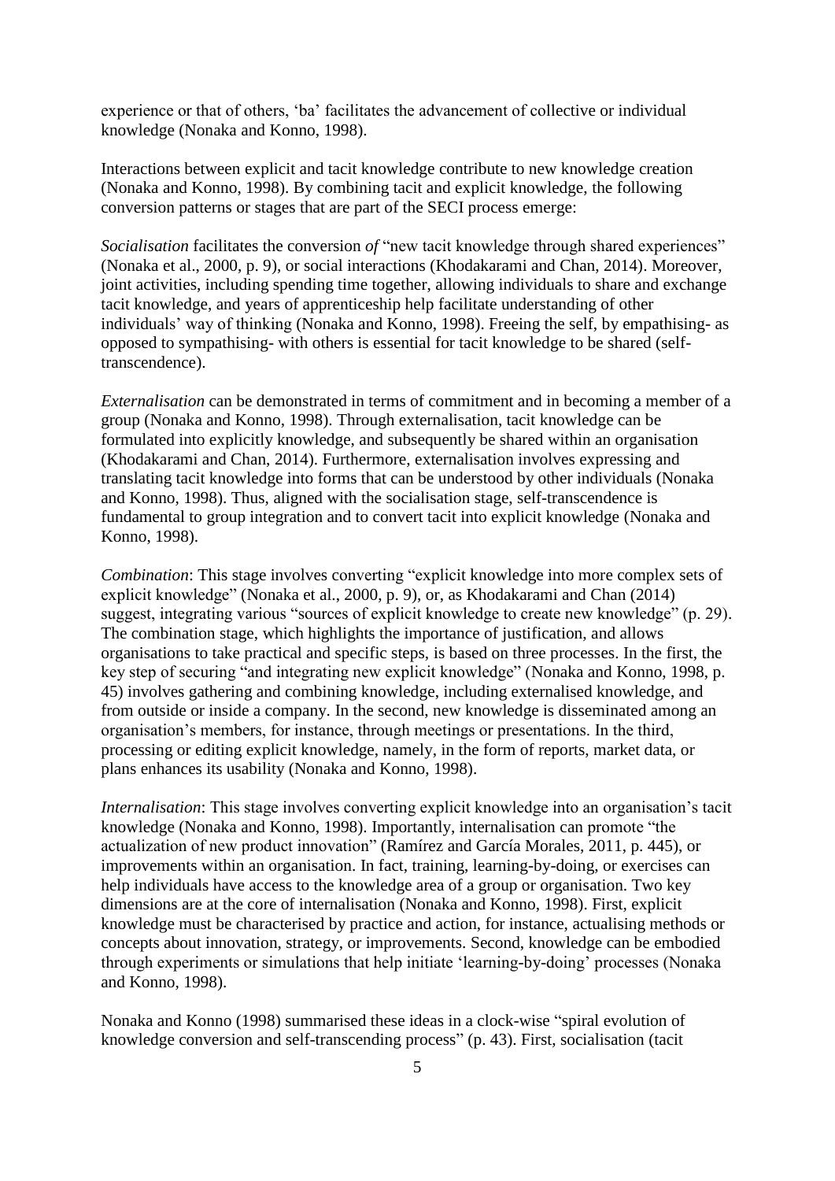experience or that of others, 'ba' facilitates the advancement of collective or individual knowledge (Nonaka and Konno, 1998).

Interactions between explicit and tacit knowledge contribute to new knowledge creation (Nonaka and Konno, 1998). By combining tacit and explicit knowledge, the following conversion patterns or stages that are part of the SECI process emerge:

*Socialisation* facilitates the conversion *of* "new tacit knowledge through shared experiences" (Nonaka et al., 2000, p. 9), or social interactions (Khodakarami and Chan, 2014). Moreover, joint activities, including spending time together, allowing individuals to share and exchange tacit knowledge, and years of apprenticeship help facilitate understanding of other individuals' way of thinking (Nonaka and Konno, 1998). Freeing the self, by empathising- as opposed to sympathising- with others is essential for tacit knowledge to be shared (self-transcendence).

*Externalisation* can be demonstrated in terms of commitment and in becoming a member of a group (Nonaka and Konno, 1998). Through externalisation, tacit knowledge can be formulated into explicitly knowledge, and subsequently be shared within an organisation (Khodakarami and Chan, 2014). Furthermore, externalisation involves expressing and translating tacit knowledge into forms that can be understood by other individuals (Nonaka and Konno, 1998). Thus, aligned with the socialisation stage, self-transcendence is fundamental to group integration and to convert tacit into explicit knowledge (Nonaka and Konno, 1998).

*Combination*: This stage involves converting "explicit knowledge into more complex sets of explicit knowledge" (Nonaka et al., 2000, p. 9), or, as Khodakarami and Chan (2014) suggest, integrating various "sources of explicit knowledge to create new knowledge" (p. 29). The combination stage, which highlights the importance of justification, and allows organisations to take practical and specific steps, is based on three processes. In the first, the key step of securing "and integrating new explicit knowledge" (Nonaka and Konno, 1998, p. 45) involves gathering and combining knowledge, including externalised knowledge, and from outside or inside a company. In the second, new knowledge is disseminated among an organisation's members, for instance, through meetings or presentations. In the third, processing or editing explicit knowledge, namely, in the form of reports, market data, or plans enhances its usability (Nonaka and Konno, 1998).

*Internalisation*: This stage involves converting explicit knowledge into an organisation's tacit knowledge (Nonaka and Konno, 1998). Importantly, internalisation can promote "the actualization of new product innovation" (Ramírez and García Morales, 2011, p. 445), or improvements within an organisation. In fact, training, learning-by-doing, or exercises can help individuals have access to the knowledge area of a group or organisation. Two key dimensions are at the core of internalisation (Nonaka and Konno, 1998). First, explicit knowledge must be characterised by practice and action, for instance, actualising methods or concepts about innovation, strategy, or improvements. Second, knowledge can be embodied through experiments or simulations that help initiate 'learning-by-doing' processes (Nonaka and Konno, 1998).

Nonaka and Konno (1998) summarised these ideas in a clock-wise "spiral evolution of knowledge conversion and self-transcending process" (p. 43). First, socialisation (tacit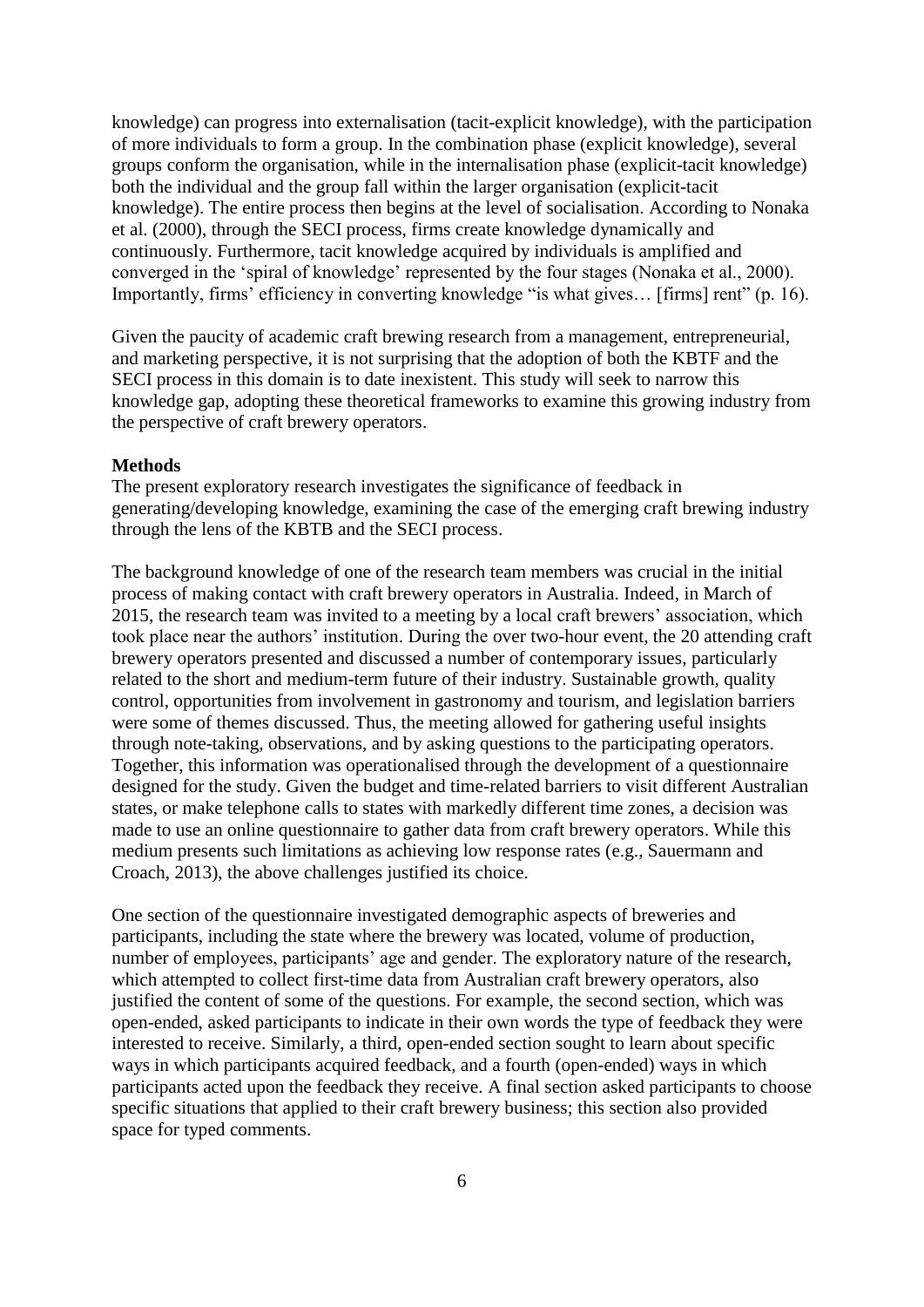knowledge) can progress into externalisation (tacit-explicit knowledge), with the participation of more individuals to form a group. In the combination phase (explicit knowledge), several groups conform the organisation, while in the internalisation phase (explicit-tacit knowledge) both the individual and the group fall within the larger organisation (explicit-tacit knowledge). The entire process then begins at the level of socialisation. According to Nonaka et al. (2000), through the SECI process, firms create knowledge dynamically and continuously. Furthermore, tacit knowledge acquired by individuals is amplified and converged in the 'spiral of knowledge' represented by the four stages (Nonaka et al., 2000). Importantly, firms' efficiency in converting knowledge "is what gives… [firms] rent" (p. 16).

Given the paucity of academic craft brewing research from a management, entrepreneurial, and marketing perspective, it is not surprising that the adoption of both the KBTF and the SECI process in this domain is to date inexistent. This study will seek to narrow this knowledge gap, adopting these theoretical frameworks to examine this growing industry from the perspective of craft brewery operators.

**Methods**

The present exploratory research investigates the significance of feedback in generating/developing knowledge, examining the case of the emerging craft brewing industry through the lens of the KBTB and the SECI process.

The background knowledge of one of the research team members was crucial in the initial process of making contact with craft brewery operators in Australia. Indeed, in March of 2015, the research team was invited to a meeting by a local craft brewers' association, which took place near the authors' institution. During the over two-hour event, the 20 attending craft brewery operators presented and discussed a number of contemporary issues, particularly related to the short and medium-term future of their industry. Sustainable growth, quality control, opportunities from involvement in gastronomy and tourism, and legislation barriers were some of themes discussed. Thus, the meeting allowed for gathering useful insights through note-taking, observations, and by asking questions to the participating operators. Together, this information was operationalised through the development of a questionnaire designed for the study. Given the budget and time-related barriers to visit different Australian states, or make telephone calls to states with markedly different time zones, a decision was made to use an online questionnaire to gather data from craft brewery operators. While this medium presents such limitations as achieving low response rates (e.g., Sauermann and Croach, 2013), the above challenges justified its choice.

One section of the questionnaire investigated demographic aspects of breweries and participants, including the state where the brewery was located, volume of production, number of employees, participants' age and gender. The exploratory nature of the research, which attempted to collect first-time data from Australian craft brewery operators, also justified the content of some of the questions. For example, the second section, which was open-ended, asked participants to indicate in their own words the type of feedback they were interested to receive. Similarly, a third, open-ended section sought to learn about specific ways in which participants acquired feedback, and a fourth (open-ended) ways in which participants acted upon the feedback they receive. A final section asked participants to choose specific situations that applied to their craft brewery business; this section also provided space for typed comments.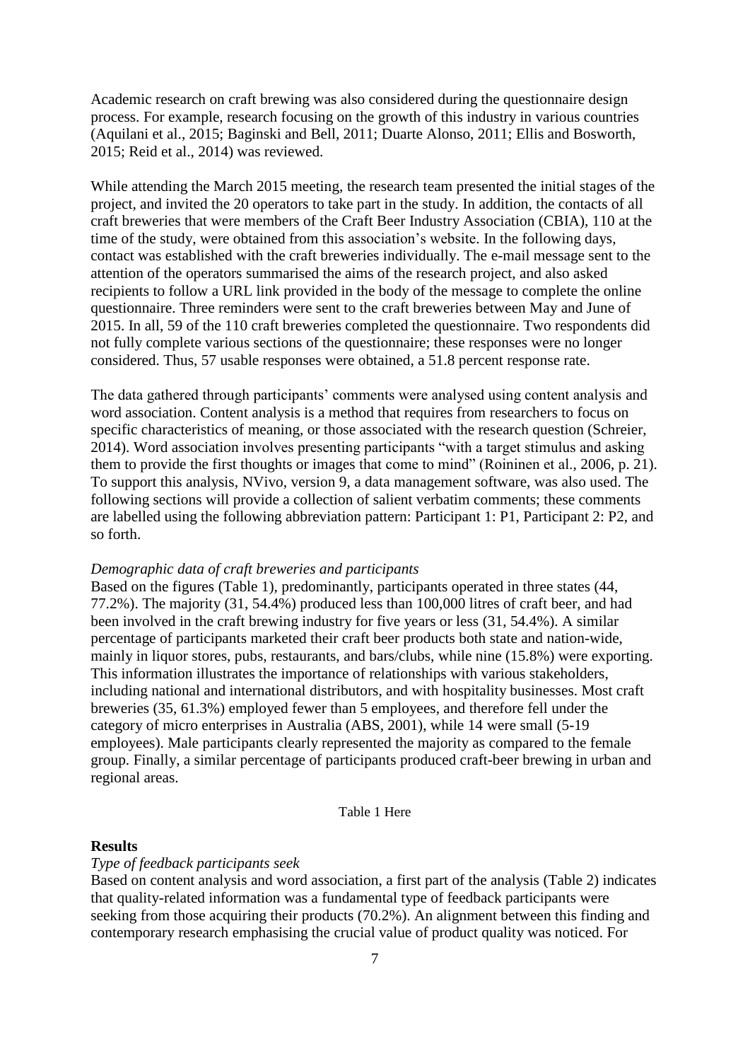Academic research on craft brewing was also considered during the questionnaire design process. For example, research focusing on the growth of this industry in various countries (Aquilani et al., 2015; Baginski and Bell, 2011; Duarte Alonso, 2011; Ellis and Bosworth, 2015; Reid et al., 2014) was reviewed.

While attending the March 2015 meeting, the research team presented the initial stages of the project, and invited the 20 operators to take part in the study. In addition, the contacts of all craft breweries that were members of the Craft Beer Industry Association (CBIA), 110 at the time of the study, were obtained from this association's website. In the following days, contact was established with the craft breweries individually. The e-mail message sent to the attention of the operators summarised the aims of the research project, and also asked recipients to follow a URL link provided in the body of the message to complete the online questionnaire. Three reminders were sent to the craft breweries between May and June of 2015. In all, 59 of the 110 craft breweries completed the questionnaire. Two respondents did not fully complete various sections of the questionnaire; these responses were no longer considered. Thus, 57 usable responses were obtained, a 51.8 percent response rate.

The data gathered through participants' comments were analysed using content analysis and word association. Content analysis is a method that requires from researchers to focus on specific characteristics of meaning, or those associated with the research question (Schreier, 2014). Word association involves presenting participants "with a target stimulus and asking them to provide the first thoughts or images that come to mind" (Roininen et al., 2006, p. 21). To support this analysis, NVivo, version 9, a data management software, was also used. The following sections will provide a collection of salient verbatim comments; these comments are labelled using the following abbreviation pattern: Participant 1: P1, Participant 2: P2, and so forth.

*Demographic data of craft breweries and participants*

Based on the figures (Table 1), predominantly, participants operated in three states (44, 77.2%). The majority (31, 54.4%) produced less than 100,000 litres of craft beer, and had been involved in the craft brewing industry for five years or less (31, 54.4%). A similar percentage of participants marketed their craft beer products both state and nation-wide, mainly in liquor stores, pubs, restaurants, and bars/clubs, while nine (15.8%) were exporting. This information illustrates the importance of relationships with various stakeholders, including national and international distributors, and with hospitality businesses. Most craft breweries (35, 61.3%) employed fewer than 5 employees, and therefore fell under the category of micro enterprises in Australia (ABS, 2001), while 14 were small (5-19 employees). Male participants clearly represented the majority as compared to the female group. Finally, a similar percentage of participants produced craft-beer brewing in urban and regional areas.

Table 1 Here

## Results

*Type of feedback participants seek*

Based on content analysis and word association, a first part of the analysis (Table 2) indicates that quality-related information was a fundamental type of feedback participants were seeking from those acquiring their products (70.2%). An alignment between this finding and contemporary research emphasising the crucial value of product quality was noticed. For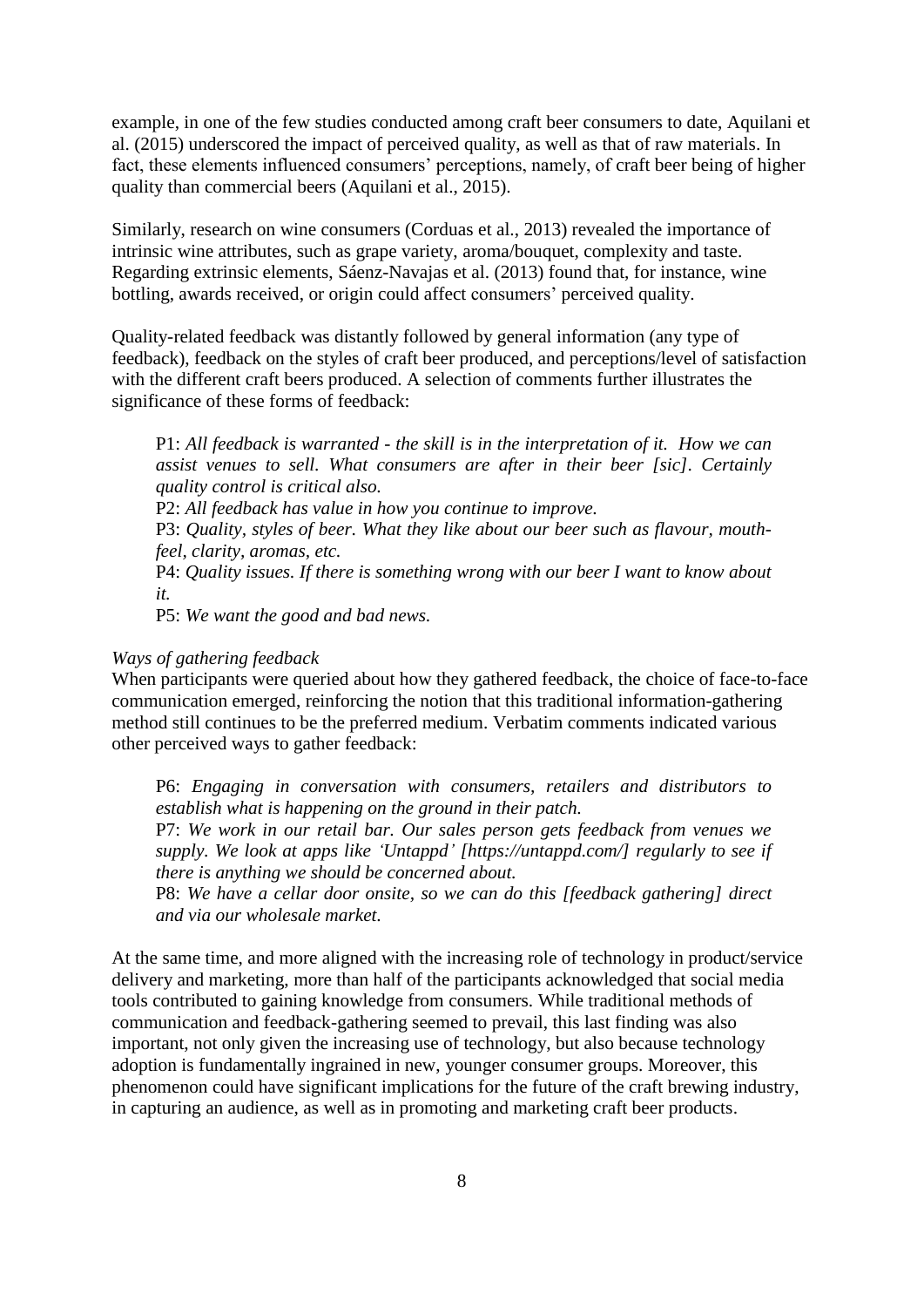example, in one of the few studies conducted among craft beer consumers to date, Aquilani et al. (2015) underscored the impact of perceived quality, as well as that of raw materials. In fact, these elements influenced consumers' perceptions, namely, of craft beer being of higher quality than commercial beers (Aquilani et al., 2015).

Similarly, research on wine consumers (Corduas et al., 2013) revealed the importance of intrinsic wine attributes, such as grape variety, aroma/bouquet, complexity and taste. Regarding extrinsic elements, Sáenz-Navajas et al. (2013) found that, for instance, wine bottling, awards received, or origin could affect consumers' perceived quality.

Quality-related feedback was distantly followed by general information (any type of feedback), feedback on the styles of craft beer produced, and perceptions/level of satisfaction with the different craft beers produced. A selection of comments further illustrates the significance of these forms of feedback:

> P1: *All feedback is warranted - the skill is in the interpretation of it. How we can assist venues to sell. What consumers are after in their beer [sic]. Certainly quality control is critical also.*
> P2: *All feedback has value in how you continue to improve.*
> P3: *Quality, styles of beer. What they like about our beer such as flavour, mouth-feel, clarity, aromas, etc.*
> P4: *Quality issues. If there is something wrong with our beer I want to know about it.*
> P5: *We want the good and bad news.*

*Ways of gathering feedback*

When participants were queried about how they gathered feedback, the choice of face-to-face communication emerged, reinforcing the notion that this traditional information-gathering method still continues to be the preferred medium. Verbatim comments indicated various other perceived ways to gather feedback:

> P6: *Engaging in conversation with consumers, retailers and distributors to establish what is happening on the ground in their patch.*
> P7: *We work in our retail bar. Our sales person gets feedback from venues we supply. We look at apps like 'Untappd' [https://untappd.com/] regularly to see if there is anything we should be concerned about.*
> P8: *We have a cellar door onsite, so we can do this [feedback gathering] direct and via our wholesale market.*

At the same time, and more aligned with the increasing role of technology in product/service delivery and marketing, more than half of the participants acknowledged that social media tools contributed to gaining knowledge from consumers. While traditional methods of communication and feedback-gathering seemed to prevail, this last finding was also important, not only given the increasing use of technology, but also because technology adoption is fundamentally ingrained in new, younger consumer groups. Moreover, this phenomenon could have significant implications for the future of the craft brewing industry, in capturing an audience, as well as in promoting and marketing craft beer products.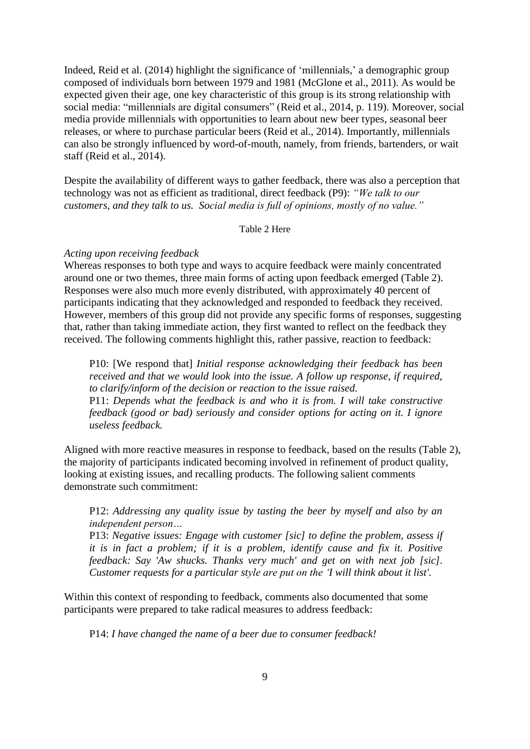Indeed, Reid et al. (2014) highlight the significance of 'millennials,' a demographic group composed of individuals born between 1979 and 1981 (McGlone et al., 2011). As would be expected given their age, one key characteristic of this group is its strong relationship with social media: "millennials are digital consumers" (Reid et al., 2014, p. 119). Moreover, social media provide millennials with opportunities to learn about new beer types, seasonal beer releases, or where to purchase particular beers (Reid et al., 2014). Importantly, millennials can also be strongly influenced by word-of-mouth, namely, from friends, bartenders, or wait staff (Reid et al., 2014).

Despite the availability of different ways to gather feedback, there was also a perception that technology was not as efficient as traditional, direct feedback (P9): *"We talk to our customers, and they talk to us. Social media is full of opinions, mostly of no value."*

Table 2 Here

*Acting upon receiving feedback*

Whereas responses to both type and ways to acquire feedback were mainly concentrated around one or two themes, three main forms of acting upon feedback emerged (Table 2). Responses were also much more evenly distributed, with approximately 40 percent of participants indicating that they acknowledged and responded to feedback they received. However, members of this group did not provide any specific forms of responses, suggesting that, rather than taking immediate action, they first wanted to reflect on the feedback they received. The following comments highlight this, rather passive, reaction to feedback:

> P10: [We respond that] *Initial response acknowledging their feedback has been received and that we would look into the issue. A follow up response, if required, to clarify/inform of the decision or reaction to the issue raised.*
> P11: *Depends what the feedback is and who it is from. I will take constructive feedback (good or bad) seriously and consider options for acting on it. I ignore useless feedback.*

Aligned with more reactive measures in response to feedback, based on the results (Table 2), the majority of participants indicated becoming involved in refinement of product quality, looking at existing issues, and recalling products. The following salient comments demonstrate such commitment:

> P12: *Addressing any quality issue by tasting the beer by myself and also by an independent person…*
> P13: *Negative issues: Engage with customer [sic] to define the problem, assess if it is in fact a problem; if it is a problem, identify cause and fix it. Positive feedback: Say 'Aw shucks. Thanks very much' and get on with next job [sic]. Customer requests for a particular style are put on the 'I will think about it list'.*

Within this context of responding to feedback, comments also documented that some participants were prepared to take radical measures to address feedback:

> P14: *I have changed the name of a beer due to consumer feedback!*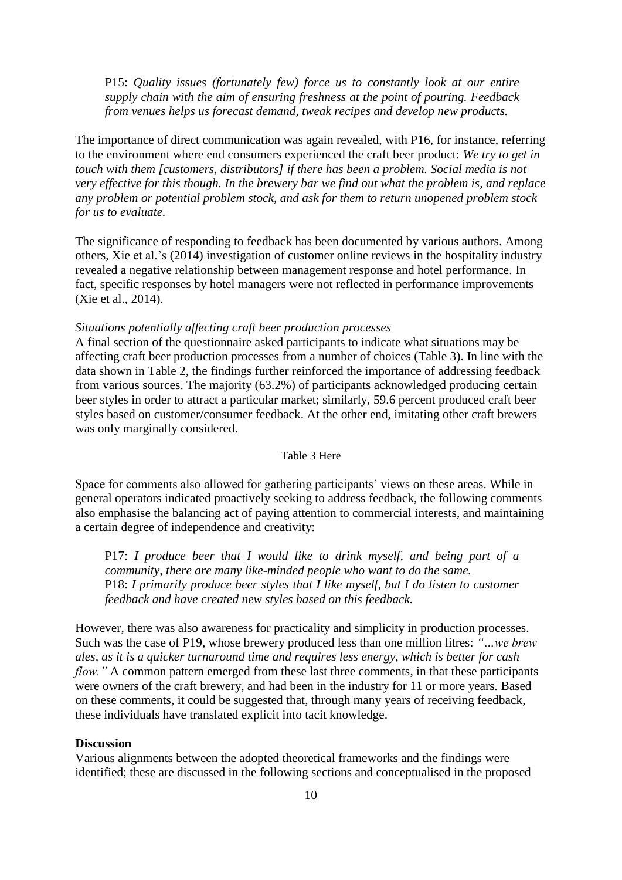P15: *Quality issues (fortunately few) force us to constantly look at our entire supply chain with the aim of ensuring freshness at the point of pouring. Feedback from venues helps us forecast demand, tweak recipes and develop new products.*

The importance of direct communication was again revealed, with P16, for instance, referring to the environment where end consumers experienced the craft beer product: *We try to get in touch with them [customers, distributors] if there has been a problem. Social media is not very effective for this though. In the brewery bar we find out what the problem is, and replace any problem or potential problem stock, and ask for them to return unopened problem stock for us to evaluate.*

The significance of responding to feedback has been documented by various authors. Among others, Xie et al.'s (2014) investigation of customer online reviews in the hospitality industry revealed a negative relationship between management response and hotel performance. In fact, specific responses by hotel managers were not reflected in performance improvements (Xie et al., 2014).

*Situations potentially affecting craft beer production processes*

A final section of the questionnaire asked participants to indicate what situations may be affecting craft beer production processes from a number of choices (Table 3). In line with the data shown in Table 2, the findings further reinforced the importance of addressing feedback from various sources. The majority (63.2%) of participants acknowledged producing certain beer styles in order to attract a particular market; similarly, 59.6 percent produced craft beer styles based on customer/consumer feedback. At the other end, imitating other craft brewers was only marginally considered.

Table 3 Here

Space for comments also allowed for gathering participants' views on these areas. While in general operators indicated proactively seeking to address feedback, the following comments also emphasise the balancing act of paying attention to commercial interests, and maintaining a certain degree of independence and creativity:

P17: *I produce beer that I would like to drink myself, and being part of a community, there are many like-minded people who want to do the same.*
P18: *I primarily produce beer styles that I like myself, but I do listen to customer feedback and have created new styles based on this feedback.*

However, there was also awareness for practicality and simplicity in production processes. Such was the case of P19, whose brewery produced less than one million litres: *"…we brew ales, as it is a quicker turnaround time and requires less energy, which is better for cash flow."* A common pattern emerged from these last three comments, in that these participants were owners of the craft brewery, and had been in the industry for 11 or more years. Based on these comments, it could be suggested that, through many years of receiving feedback, these individuals have translated explicit into tacit knowledge.

## Discussion

Various alignments between the adopted theoretical frameworks and the findings were identified; these are discussed in the following sections and conceptualised in the proposed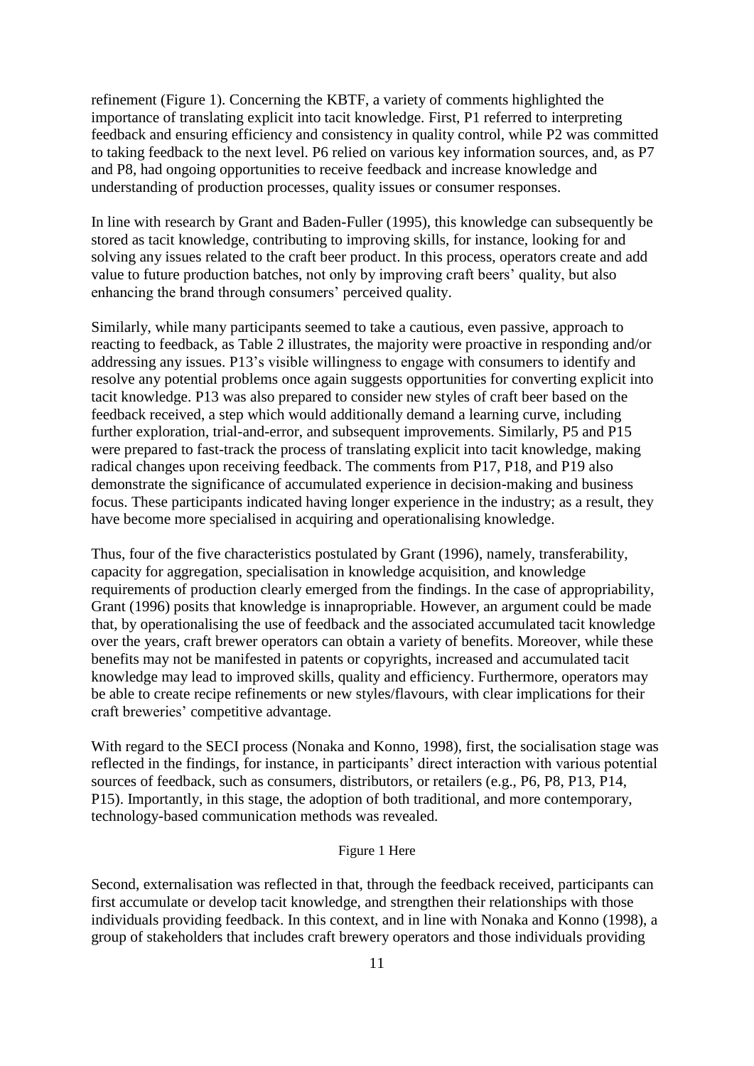refinement (Figure 1). Concerning the KBTF, a variety of comments highlighted the importance of translating explicit into tacit knowledge. First, P1 referred to interpreting feedback and ensuring efficiency and consistency in quality control, while P2 was committed to taking feedback to the next level. P6 relied on various key information sources, and, as P7 and P8, had ongoing opportunities to receive feedback and increase knowledge and understanding of production processes, quality issues or consumer responses.

In line with research by Grant and Baden-Fuller (1995), this knowledge can subsequently be stored as tacit knowledge, contributing to improving skills, for instance, looking for and solving any issues related to the craft beer product. In this process, operators create and add value to future production batches, not only by improving craft beers' quality, but also enhancing the brand through consumers' perceived quality.

Similarly, while many participants seemed to take a cautious, even passive, approach to reacting to feedback, as Table 2 illustrates, the majority were proactive in responding and/or addressing any issues. P13's visible willingness to engage with consumers to identify and resolve any potential problems once again suggests opportunities for converting explicit into tacit knowledge. P13 was also prepared to consider new styles of craft beer based on the feedback received, a step which would additionally demand a learning curve, including further exploration, trial-and-error, and subsequent improvements. Similarly, P5 and P15 were prepared to fast-track the process of translating explicit into tacit knowledge, making radical changes upon receiving feedback. The comments from P17, P18, and P19 also demonstrate the significance of accumulated experience in decision-making and business focus. These participants indicated having longer experience in the industry; as a result, they have become more specialised in acquiring and operationalising knowledge.

Thus, four of the five characteristics postulated by Grant (1996), namely, transferability, capacity for aggregation, specialisation in knowledge acquisition, and knowledge requirements of production clearly emerged from the findings. In the case of appropriability, Grant (1996) posits that knowledge is innapropriable. However, an argument could be made that, by operationalising the use of feedback and the associated accumulated tacit knowledge over the years, craft brewer operators can obtain a variety of benefits. Moreover, while these benefits may not be manifested in patents or copyrights, increased and accumulated tacit knowledge may lead to improved skills, quality and efficiency. Furthermore, operators may be able to create recipe refinements or new styles/flavours, with clear implications for their craft breweries' competitive advantage.

With regard to the SECI process (Nonaka and Konno, 1998), first, the socialisation stage was reflected in the findings, for instance, in participants' direct interaction with various potential sources of feedback, such as consumers, distributors, or retailers (e.g., P6, P8, P13, P14, P15). Importantly, in this stage, the adoption of both traditional, and more contemporary, technology-based communication methods was revealed.

Figure 1 Here

Second, externalisation was reflected in that, through the feedback received, participants can first accumulate or develop tacit knowledge, and strengthen their relationships with those individuals providing feedback. In this context, and in line with Nonaka and Konno (1998), a group of stakeholders that includes craft brewery operators and those individuals providing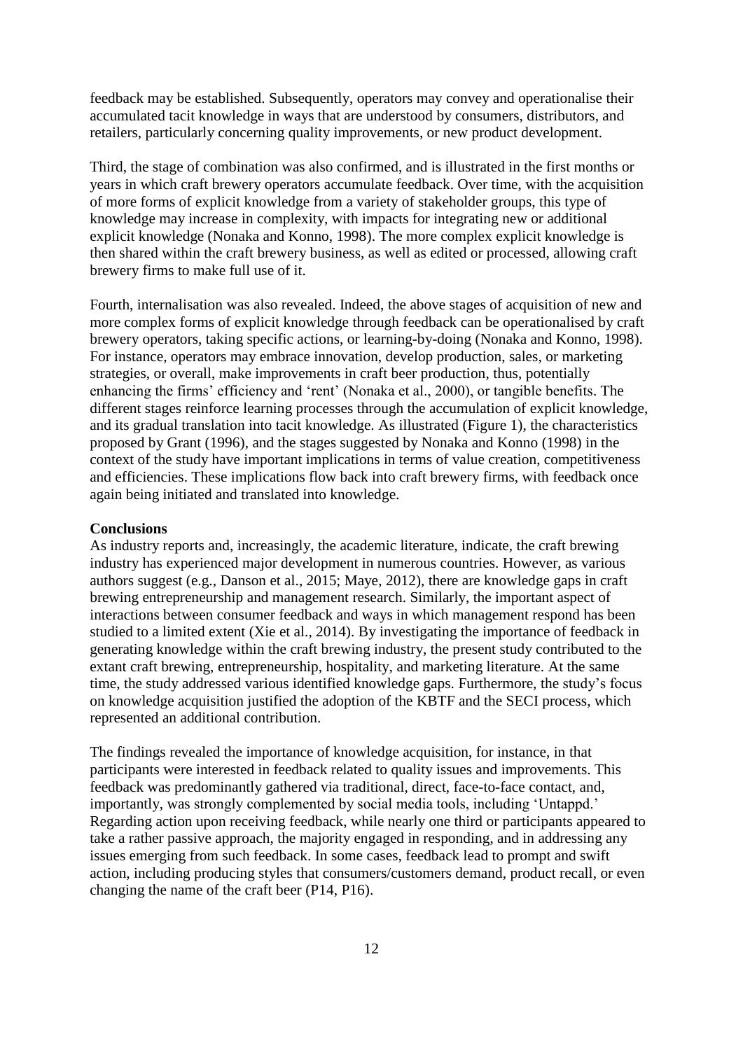feedback may be established. Subsequently, operators may convey and operationalise their accumulated tacit knowledge in ways that are understood by consumers, distributors, and retailers, particularly concerning quality improvements, or new product development.

Third, the stage of combination was also confirmed, and is illustrated in the first months or years in which craft brewery operators accumulate feedback. Over time, with the acquisition of more forms of explicit knowledge from a variety of stakeholder groups, this type of knowledge may increase in complexity, with impacts for integrating new or additional explicit knowledge (Nonaka and Konno, 1998). The more complex explicit knowledge is then shared within the craft brewery business, as well as edited or processed, allowing craft brewery firms to make full use of it.

Fourth, internalisation was also revealed. Indeed, the above stages of acquisition of new and more complex forms of explicit knowledge through feedback can be operationalised by craft brewery operators, taking specific actions, or learning-by-doing (Nonaka and Konno, 1998). For instance, operators may embrace innovation, develop production, sales, or marketing strategies, or overall, make improvements in craft beer production, thus, potentially enhancing the firms' efficiency and 'rent' (Nonaka et al., 2000), or tangible benefits. The different stages reinforce learning processes through the accumulation of explicit knowledge, and its gradual translation into tacit knowledge. As illustrated (Figure 1), the characteristics proposed by Grant (1996), and the stages suggested by Nonaka and Konno (1998) in the context of the study have important implications in terms of value creation, competitiveness and efficiencies. These implications flow back into craft brewery firms, with feedback once again being initiated and translated into knowledge.

## Conclusions

As industry reports and, increasingly, the academic literature, indicate, the craft brewing industry has experienced major development in numerous countries. However, as various authors suggest (e.g., Danson et al., 2015; Maye, 2012), there are knowledge gaps in craft brewing entrepreneurship and management research. Similarly, the important aspect of interactions between consumer feedback and ways in which management respond has been studied to a limited extent (Xie et al., 2014). By investigating the importance of feedback in generating knowledge within the craft brewing industry, the present study contributed to the extant craft brewing, entrepreneurship, hospitality, and marketing literature. At the same time, the study addressed various identified knowledge gaps. Furthermore, the study's focus on knowledge acquisition justified the adoption of the KBTF and the SECI process, which represented an additional contribution.

The findings revealed the importance of knowledge acquisition, for instance, in that participants were interested in feedback related to quality issues and improvements. This feedback was predominantly gathered via traditional, direct, face-to-face contact, and, importantly, was strongly complemented by social media tools, including 'Untappd.' Regarding action upon receiving feedback, while nearly one third or participants appeared to take a rather passive approach, the majority engaged in responding, and in addressing any issues emerging from such feedback. In some cases, feedback lead to prompt and swift action, including producing styles that consumers/customers demand, product recall, or even changing the name of the craft beer (P14, P16).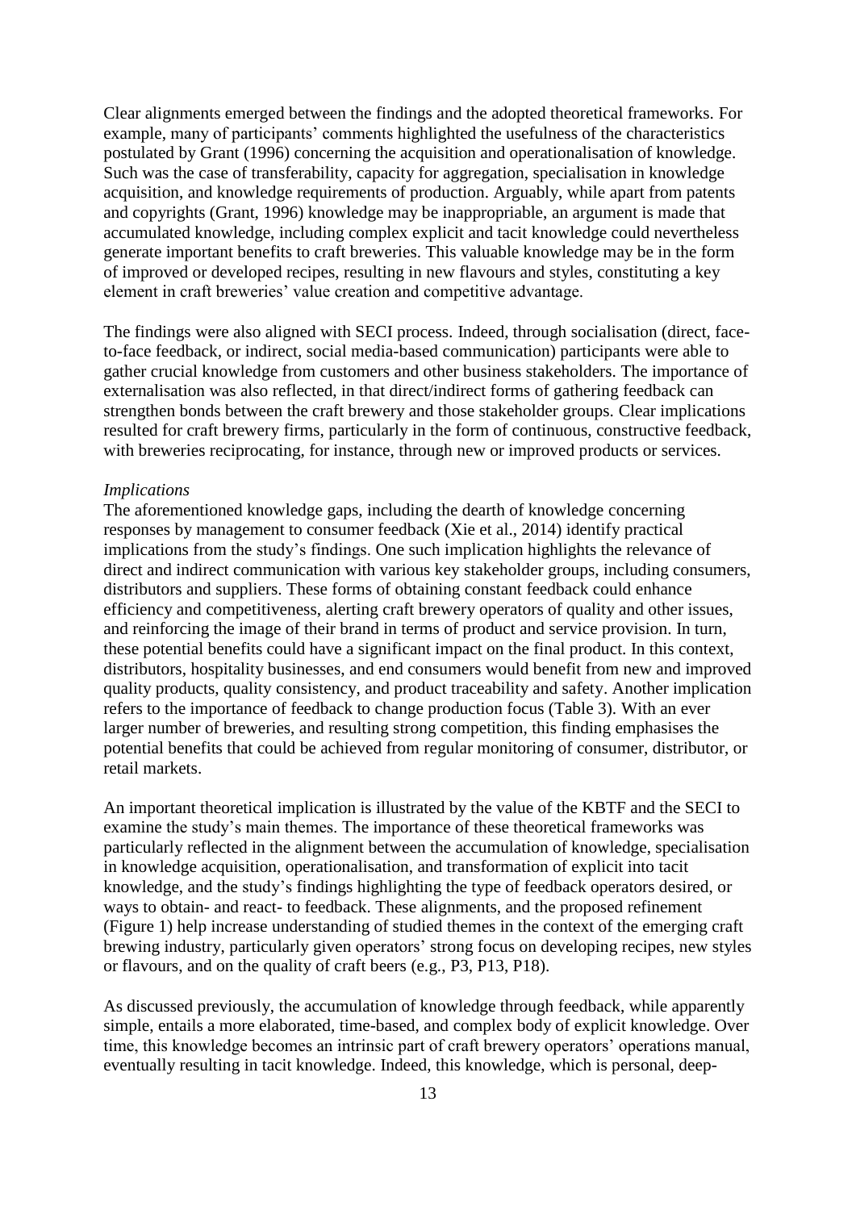Clear alignments emerged between the findings and the adopted theoretical frameworks. For example, many of participants' comments highlighted the usefulness of the characteristics postulated by Grant (1996) concerning the acquisition and operationalisation of knowledge. Such was the case of transferability, capacity for aggregation, specialisation in knowledge acquisition, and knowledge requirements of production. Arguably, while apart from patents and copyrights (Grant, 1996) knowledge may be inappropriable, an argument is made that accumulated knowledge, including complex explicit and tacit knowledge could nevertheless generate important benefits to craft breweries. This valuable knowledge may be in the form of improved or developed recipes, resulting in new flavours and styles, constituting a key element in craft breweries' value creation and competitive advantage.

The findings were also aligned with SECI process. Indeed, through socialisation (direct, face-to-face feedback, or indirect, social media-based communication) participants were able to gather crucial knowledge from customers and other business stakeholders. The importance of externalisation was also reflected, in that direct/indirect forms of gathering feedback can strengthen bonds between the craft brewery and those stakeholder groups. Clear implications resulted for craft brewery firms, particularly in the form of continuous, constructive feedback, with breweries reciprocating, for instance, through new or improved products or services.

*Implications*

The aforementioned knowledge gaps, including the dearth of knowledge concerning responses by management to consumer feedback (Xie et al., 2014) identify practical implications from the study's findings. One such implication highlights the relevance of direct and indirect communication with various key stakeholder groups, including consumers, distributors and suppliers. These forms of obtaining constant feedback could enhance efficiency and competitiveness, alerting craft brewery operators of quality and other issues, and reinforcing the image of their brand in terms of product and service provision. In turn, these potential benefits could have a significant impact on the final product. In this context, distributors, hospitality businesses, and end consumers would benefit from new and improved quality products, quality consistency, and product traceability and safety. Another implication refers to the importance of feedback to change production focus (Table 3). With an ever larger number of breweries, and resulting strong competition, this finding emphasises the potential benefits that could be achieved from regular monitoring of consumer, distributor, or retail markets.

An important theoretical implication is illustrated by the value of the KBTF and the SECI to examine the study's main themes. The importance of these theoretical frameworks was particularly reflected in the alignment between the accumulation of knowledge, specialisation in knowledge acquisition, operationalisation, and transformation of explicit into tacit knowledge, and the study's findings highlighting the type of feedback operators desired, or ways to obtain- and react- to feedback. These alignments, and the proposed refinement (Figure 1) help increase understanding of studied themes in the context of the emerging craft brewing industry, particularly given operators' strong focus on developing recipes, new styles or flavours, and on the quality of craft beers (e.g., P3, P13, P18).

As discussed previously, the accumulation of knowledge through feedback, while apparently simple, entails a more elaborated, time-based, and complex body of explicit knowledge. Over time, this knowledge becomes an intrinsic part of craft brewery operators' operations manual, eventually resulting in tacit knowledge. Indeed, this knowledge, which is personal, deep-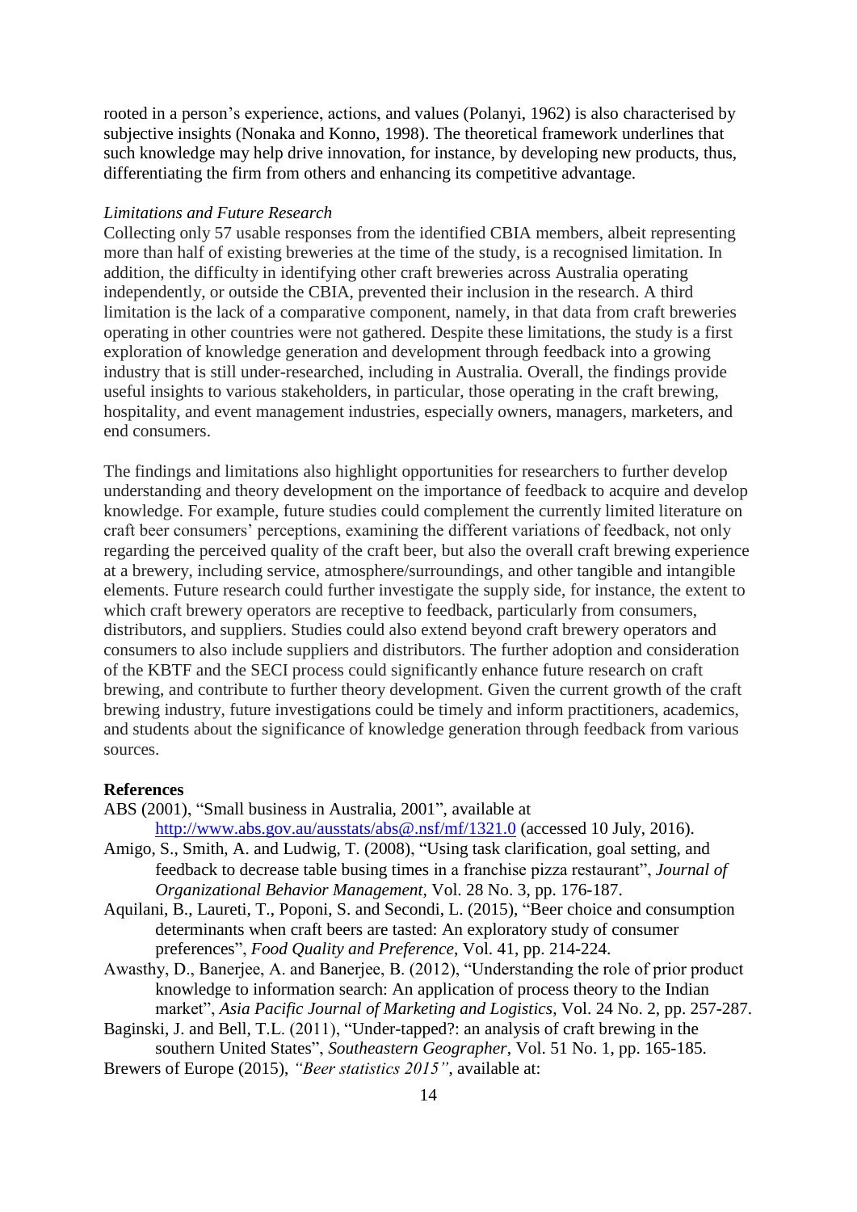rooted in a person's experience, actions, and values (Polanyi, 1962) is also characterised by subjective insights (Nonaka and Konno, 1998). The theoretical framework underlines that such knowledge may help drive innovation, for instance, by developing new products, thus, differentiating the firm from others and enhancing its competitive advantage.

*Limitations and Future Research*

Collecting only 57 usable responses from the identified CBIA members, albeit representing more than half of existing breweries at the time of the study, is a recognised limitation. In addition, the difficulty in identifying other craft breweries across Australia operating independently, or outside the CBIA, prevented their inclusion in the research. A third limitation is the lack of a comparative component, namely, in that data from craft breweries operating in other countries were not gathered. Despite these limitations, the study is a first exploration of knowledge generation and development through feedback into a growing industry that is still under-researched, including in Australia. Overall, the findings provide useful insights to various stakeholders, in particular, those operating in the craft brewing, hospitality, and event management industries, especially owners, managers, marketers, and end consumers.

The findings and limitations also highlight opportunities for researchers to further develop understanding and theory development on the importance of feedback to acquire and develop knowledge. For example, future studies could complement the currently limited literature on craft beer consumers' perceptions, examining the different variations of feedback, not only regarding the perceived quality of the craft beer, but also the overall craft brewing experience at a brewery, including service, atmosphere/surroundings, and other tangible and intangible elements. Future research could further investigate the supply side, for instance, the extent to which craft brewery operators are receptive to feedback, particularly from consumers, distributors, and suppliers. Studies could also extend beyond craft brewery operators and consumers to also include suppliers and distributors. The further adoption and consideration of the KBTF and the SECI process could significantly enhance future research on craft brewing, and contribute to further theory development. Given the current growth of the craft brewing industry, future investigations could be timely and inform practitioners, academics, and students about the significance of knowledge generation through feedback from various sources.

**References**

ABS (2001), "Small business in Australia, 2001", available at http://www.abs.gov.au/ausstats/abs@.nsf/mf/1321.0 (accessed 10 July, 2016).

Amigo, S., Smith, A. and Ludwig, T. (2008), "Using task clarification, goal setting, and feedback to decrease table busing times in a franchise pizza restaurant", *Journal of Organizational Behavior Management*, Vol. 28 No. 3, pp. 176-187.

Aquilani, B., Laureti, T., Poponi, S. and Secondi, L. (2015), "Beer choice and consumption determinants when craft beers are tasted: An exploratory study of consumer preferences", *Food Quality and Preference*, Vol. 41, pp. 214-224.

Awasthy, D., Banerjee, A. and Banerjee, B. (2012), "Understanding the role of prior product knowledge to information search: An application of process theory to the Indian market", *Asia Pacific Journal of Marketing and Logistics*, Vol. 24 No. 2, pp. 257-287.

Baginski, J. and Bell, T.L. (2011), "Under-tapped?: an analysis of craft brewing in the southern United States", *Southeastern Geographer*, Vol. 51 No. 1, pp. 165-185.

Brewers of Europe (2015), *"Beer statistics 2015"*, available at: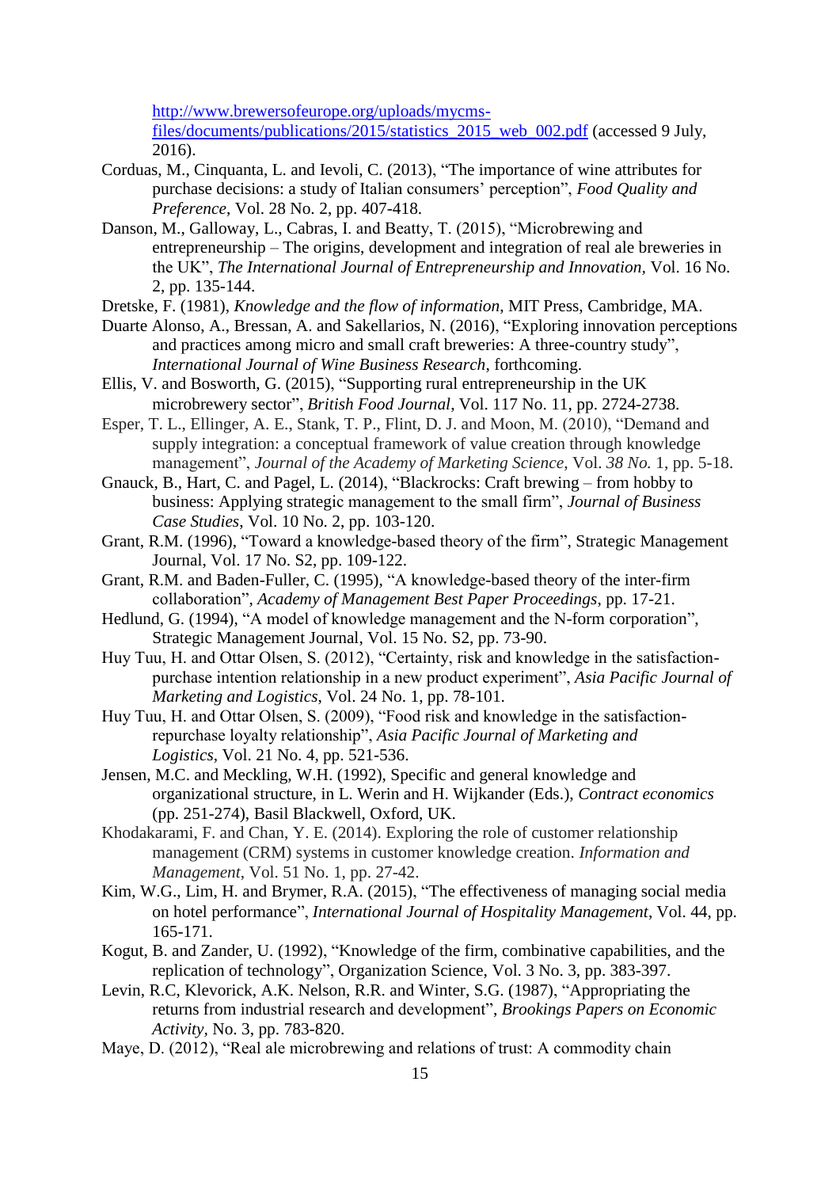http://www.brewersofeurope.org/uploads/mycms-files/documents/publications/2015/statistics_2015_web_002.pdf (accessed 9 July, 2016).

Corduas, M., Cinquanta, L. and Ievoli, C. (2013), "The importance of wine attributes for purchase decisions: a study of Italian consumers' perception", *Food Quality and Preference*, Vol. 28 No. 2, pp. 407-418.

Danson, M., Galloway, L., Cabras, I. and Beatty, T. (2015), "Microbrewing and entrepreneurship – The origins, development and integration of real ale breweries in the UK", *The International Journal of Entrepreneurship and Innovation*, Vol. 16 No. 2, pp. 135-144.

Dretske, F. (1981), *Knowledge and the flow of information*, MIT Press, Cambridge, MA.

Duarte Alonso, A., Bressan, A. and Sakellarios, N. (2016), "Exploring innovation perceptions and practices among micro and small craft breweries: A three-country study", *International Journal of Wine Business Research*, forthcoming.

Ellis, V. and Bosworth, G. (2015), "Supporting rural entrepreneurship in the UK microbrewery sector", *British Food Journal*, Vol. 117 No. 11, pp. 2724-2738.

Esper, T. L., Ellinger, A. E., Stank, T. P., Flint, D. J. and Moon, M. (2010), "Demand and supply integration: a conceptual framework of value creation through knowledge management", *Journal of the Academy of Marketing Science*, Vol. *38 No.* 1, pp. 5-18.

Gnauck, B., Hart, C. and Pagel, L. (2014), "Blackrocks: Craft brewing – from hobby to business: Applying strategic management to the small firm", *Journal of Business Case Studies*, Vol. 10 No. 2, pp. 103-120.

Grant, R.M. (1996), "Toward a knowledge-based theory of the firm", Strategic Management Journal, Vol. 17 No. S2, pp. 109-122.

Grant, R.M. and Baden-Fuller, C. (1995), "A knowledge-based theory of the inter-firm collaboration", *Academy of Management Best Paper Proceedings*, pp. 17-21.

Hedlund, G. (1994), "A model of knowledge management and the N-form corporation", Strategic Management Journal, Vol. 15 No. S2, pp. 73-90.

Huy Tuu, H. and Ottar Olsen, S. (2012), "Certainty, risk and knowledge in the satisfaction-purchase intention relationship in a new product experiment", *Asia Pacific Journal of Marketing and Logistics*, Vol. 24 No. 1, pp. 78-101.

Huy Tuu, H. and Ottar Olsen, S. (2009), "Food risk and knowledge in the satisfaction-repurchase loyalty relationship", *Asia Pacific Journal of Marketing and Logistics*, Vol. 21 No. 4, pp. 521-536.

Jensen, M.C. and Meckling, W.H. (1992), Specific and general knowledge and organizational structure, in L. Werin and H. Wijkander (Eds.), *Contract economics* (pp. 251-274), Basil Blackwell, Oxford, UK.

Khodakarami, F. and Chan, Y. E. (2014). Exploring the role of customer relationship management (CRM) systems in customer knowledge creation. *Information and Management*, Vol. 51 No. 1, pp. 27-42.

Kim, W.G., Lim, H. and Brymer, R.A. (2015), "The effectiveness of managing social media on hotel performance", *International Journal of Hospitality Management*, Vol. 44, pp. 165-171.

Kogut, B. and Zander, U. (1992), "Knowledge of the firm, combinative capabilities, and the replication of technology", Organization Science, Vol. 3 No. 3, pp. 383-397.

Levin, R.C, Klevorick, A.K. Nelson, R.R. and Winter, S.G. (1987), "Appropriating the returns from industrial research and development", *Brookings Papers on Economic Activity*, No. 3, pp. 783-820.

Maye, D. (2012), "Real ale microbrewing and relations of trust: A commodity chain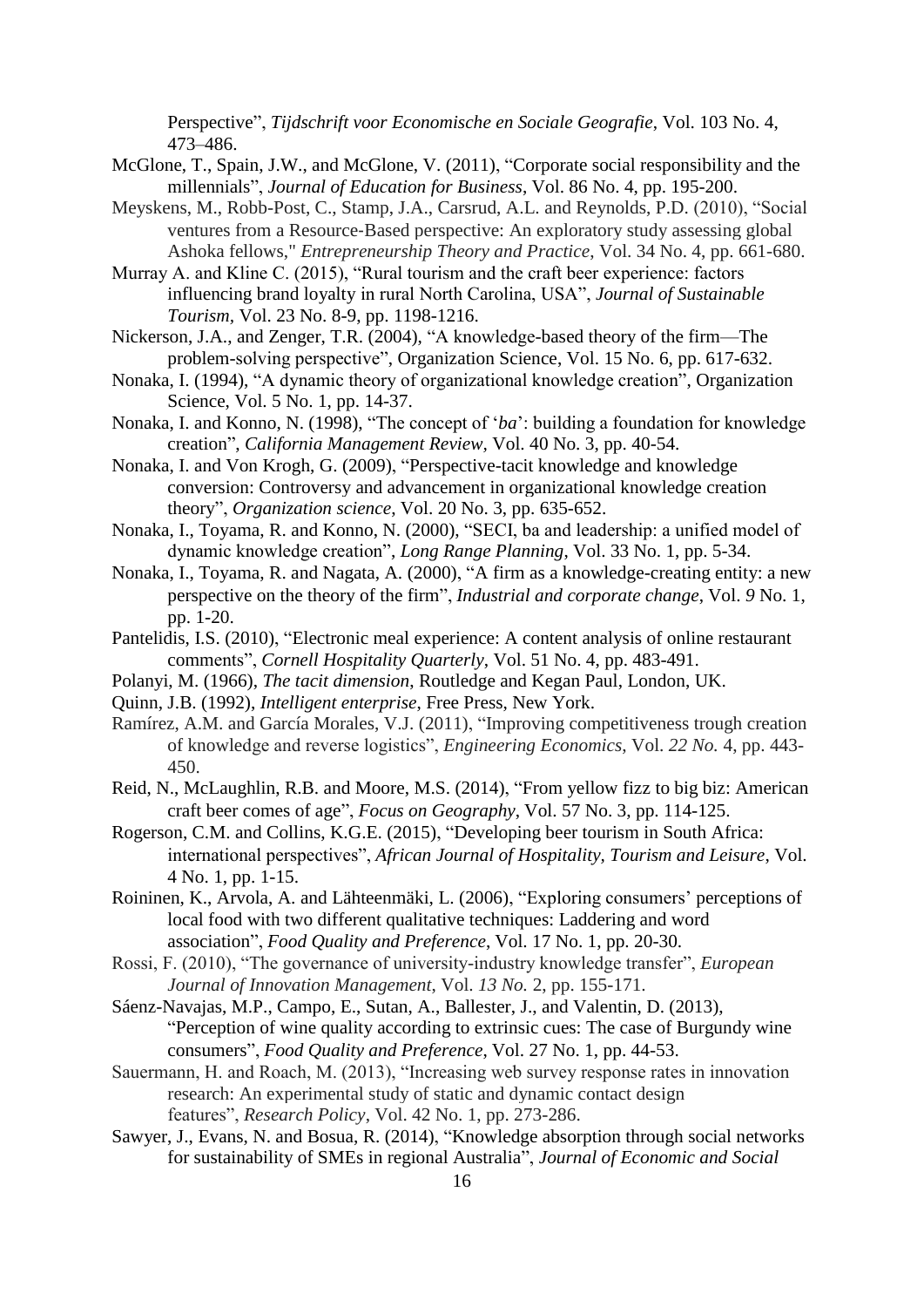Perspective", *Tijdschrift voor Economische en Sociale Geografie*, Vol. 103 No. 4, 473–486.

McGlone, T., Spain, J.W., and McGlone, V. (2011), "Corporate social responsibility and the millennials", *Journal of Education for Business*, Vol. 86 No. 4, pp. 195-200.

Meyskens, M., Robb-Post, C., Stamp, J.A., Carsrud, A.L. and Reynolds, P.D. (2010), "Social ventures from a Resource-Based perspective: An exploratory study assessing global Ashoka fellows," *Entrepreneurship Theory and Practice*, Vol. 34 No. 4, pp. 661-680.

Murray A. and Kline C. (2015), "Rural tourism and the craft beer experience: factors influencing brand loyalty in rural North Carolina, USA", *Journal of Sustainable Tourism*, Vol. 23 No. 8-9, pp. 1198-1216.

Nickerson, J.A., and Zenger, T.R. (2004), "A knowledge-based theory of the firm—The problem-solving perspective", Organization Science, Vol. 15 No. 6, pp. 617-632.

Nonaka, I. (1994), "A dynamic theory of organizational knowledge creation", Organization Science, Vol. 5 No. 1, pp. 14-37.

Nonaka, I. and Konno, N. (1998), "The concept of '*ba*': building a foundation for knowledge creation", *California Management Review*, Vol. 40 No. 3, pp. 40-54.

Nonaka, I. and Von Krogh, G. (2009), "Perspective-tacit knowledge and knowledge conversion: Controversy and advancement in organizational knowledge creation theory", *Organization science*, Vol. 20 No. 3, pp. 635-652.

Nonaka, I., Toyama, R. and Konno, N. (2000), "SECI, ba and leadership: a unified model of dynamic knowledge creation", *Long Range Planning*, Vol. 33 No. 1, pp. 5-34.

Nonaka, I., Toyama, R. and Nagata, A. (2000), "A firm as a knowledge-creating entity: a new perspective on the theory of the firm", *Industrial and corporate change*, Vol. *9* No. 1, pp. 1-20.

Pantelidis, I.S. (2010), "Electronic meal experience: A content analysis of online restaurant comments", *Cornell Hospitality Quarterly*, Vol. 51 No. 4, pp. 483-491.

Polanyi, M. (1966), *The tacit dimension*, Routledge and Kegan Paul, London, UK.

Quinn, J.B. (1992), *Intelligent enterprise*, Free Press, New York.

Ramírez, A.M. and García Morales, V.J. (2011), "Improving competitiveness trough creation of knowledge and reverse logistics", *Engineering Economics*, Vol. *22 No.* 4, pp. 443-450.

Reid, N., McLaughlin, R.B. and Moore, M.S. (2014), "From yellow fizz to big biz: American craft beer comes of age", *Focus on Geography*, Vol. 57 No. 3, pp. 114-125.

Rogerson, C.M. and Collins, K.G.E. (2015), "Developing beer tourism in South Africa: international perspectives", *African Journal of Hospitality, Tourism and Leisure*, Vol. 4 No. 1, pp. 1-15.

Roininen, K., Arvola, A. and Lähteenmäki, L. (2006), "Exploring consumers' perceptions of local food with two different qualitative techniques: Laddering and word association", *Food Quality and Preference*, Vol. 17 No. 1, pp. 20-30.

Rossi, F. (2010), "The governance of university-industry knowledge transfer", *European Journal of Innovation Management*, Vol. *13 No.* 2, pp. 155-171.

Sáenz-Navajas, M.P., Campo, E., Sutan, A., Ballester, J., and Valentin, D. (2013), "Perception of wine quality according to extrinsic cues: The case of Burgundy wine consumers", *Food Quality and Preference*, Vol. 27 No. 1, pp. 44-53.

Sauermann, H. and Roach, M. (2013), "Increasing web survey response rates in innovation research: An experimental study of static and dynamic contact design features", *Research Policy*, Vol. 42 No. 1, pp. 273-286.

Sawyer, J., Evans, N. and Bosua, R. (2014), "Knowledge absorption through social networks for sustainability of SMEs in regional Australia", *Journal of Economic and Social*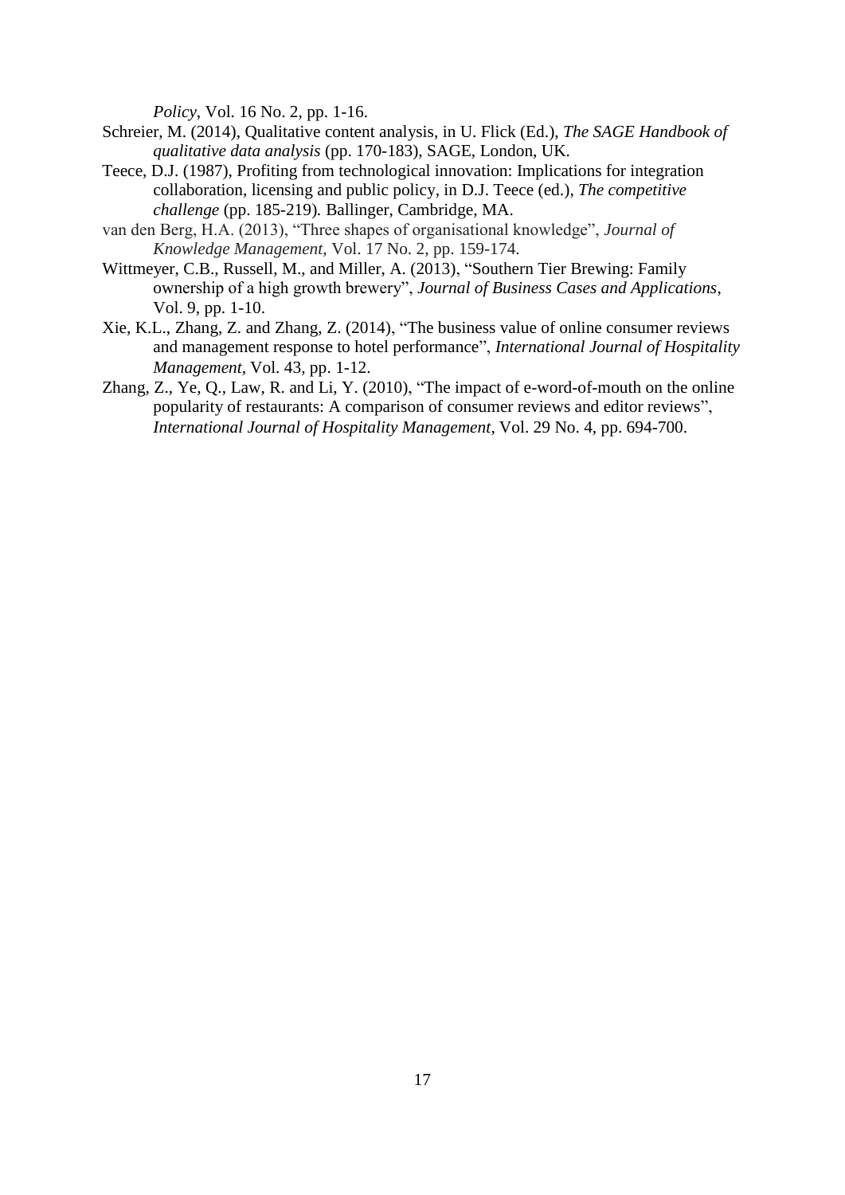*Policy*, Vol. 16 No. 2, pp. 1-16.

Schreier, M. (2014), Qualitative content analysis, in U. Flick (Ed.), *The SAGE Handbook of qualitative data analysis* (pp. 170-183), SAGE, London, UK.

Teece, D.J. (1987), Profiting from technological innovation: Implications for integration collaboration, licensing and public policy, in D.J. Teece (ed.), *The competitive challenge* (pp. 185-219). Ballinger, Cambridge, MA.

van den Berg, H.A. (2013), "Three shapes of organisational knowledge", *Journal of Knowledge Management*, Vol. 17 No. 2, pp. 159-174.

Wittmeyer, C.B., Russell, M., and Miller, A. (2013), "Southern Tier Brewing: Family ownership of a high growth brewery", *Journal of Business Cases and Applications*, Vol. 9, pp. 1-10.

Xie, K.L., Zhang, Z. and Zhang, Z. (2014), "The business value of online consumer reviews and management response to hotel performance", *International Journal of Hospitality Management*, Vol. 43, pp. 1-12.

Zhang, Z., Ye, Q., Law, R. and Li, Y. (2010), "The impact of e-word-of-mouth on the online popularity of restaurants: A comparison of consumer reviews and editor reviews", *International Journal of Hospitality Management*, Vol. 29 No. 4, pp. 694-700.